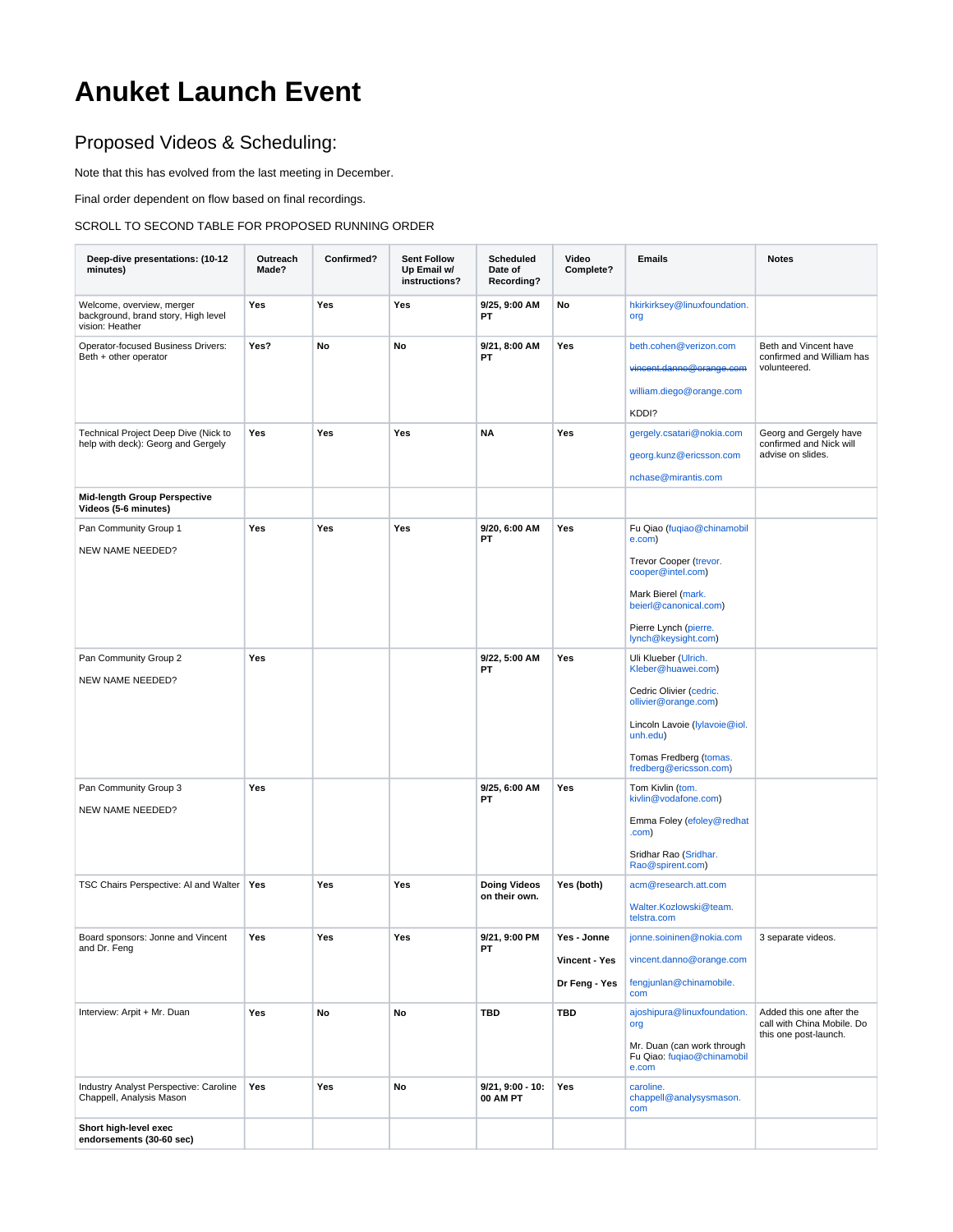# Anuket Launch Event

## Proposed Videos & Scheduling:

Note that this has evolved from the last meeting in December.

Final order dependent on flow based on final recordings.

SCROLL TO SECOND TABLE FOR PROPOSED RUNNING ORDER

| Deep-dive presentations: (10-12 minutes) | Outreach Made? | Confirmed? | Sent Follow Up Email w/ instructions? | Scheduled Date of Recording? | Video Complete? | Emails | Notes |
|---|---|---|---|---|---|---|---|
| Welcome, overview, merger background, brand story, High level vision: Heather | **Yes** | **Yes** | **Yes** | **9/25, 9:00 AM PT** | **No** | hkirkirksey@linuxfoundation.org | |
| Operator-focused Business Drivers: Beth + other operator | **Yes?** | **No** | **No** | **9/21, 8:00 AM PT** | **Yes** | beth.cohen@verizon.com<br><br>~~vincent.danno@orange.com~~<br><br>william.diego@orange.com<br><br>KDDI? | Beth and Vincent have confirmed and William has volunteered. |
| Technical Project Deep Dive (Nick to help with deck): Georg and Gergely | **Yes** | **Yes** | **Yes** | **NA** | **Yes** | gergely.csatari@nokia.com<br><br>georg.kunz@ericsson.com<br><br>nchase@mirantis.com | Georg and Gergely have confirmed and Nick will advise on slides. |
| **Mid-length Group Perspective Videos (5-6 minutes)** | | | | | | | |
| Pan Community Group 1<br><br>NEW NAME NEEDED? | **Yes** | **Yes** | **Yes** | **9/20, 6:00 AM PT** | **Yes** | Fu Qiao (fuqiao@chinamobile.com)<br><br>Trevor Cooper (trevor.cooper@intel.com)<br><br>Mark Bierel (mark.beierl@canonical.com)<br><br>Pierre Lynch (pierre.lynch@keysight.com) | |
| Pan Community Group 2<br><br>NEW NAME NEEDED? | **Yes** | | | **9/22, 5:00 AM PT** | **Yes** | Uli Klueber (Ulrich.Kleber@huawei.com)<br><br>Cedric Olivier (cedric.ollivier@orange.com)<br><br>Lincoln Lavoie (lylavoie@iol.unh.edu)<br><br>Tomas Fredberg (tomas.fredberg@ericsson.com) | |
| Pan Community Group 3<br><br>NEW NAME NEEDED? | **Yes** | | | **9/25, 6:00 AM PT** | **Yes** | Tom Kivlin (tom.kivlin@vodafone.com)<br><br>Emma Foley (efoley@redhat.com)<br><br>Sridhar Rao (Sridhar.Rao@spirent.com) | |
| TSC Chairs Perspective: Al and Walter | **Yes** | **Yes** | **Yes** | **Doing Videos on their own.** | **Yes (both)** | acm@research.att.com<br><br>Walter.Kozlowski@team.telstra.com | |
| Board sponsors: Jonne and Vincent and Dr. Feng | **Yes** | **Yes** | **Yes** | **9/21, 9:00 PM PT** | **Yes - Jonne**<br><br>**Vincent - Yes**<br><br>**Dr Feng - Yes** | jonne.soininen@nokia.com<br><br>vincent.danno@orange.com<br><br>fengjunlan@chinamobile.com | 3 separate videos. |
| Interview: Arpit + Mr. Duan | **Yes** | **No** | **No** | **TBD** | **TBD** | ajoshipura@linuxfoundation.org<br><br>Mr. Duan (can work through Fu Qiao: fuqiao@chinamobile.com | Added this one after the call with China Mobile. Do this one post-launch. |
| Industry Analyst Perspective: Caroline Chappell, Analysis Mason | **Yes** | **Yes** | **No** | **9/21, 9:00 - 10:00 AM PT** | **Yes** | caroline.chappell@analysysmason.com | |
| **Short high-level exec endorsements (30-60 sec)** | | | | | | | |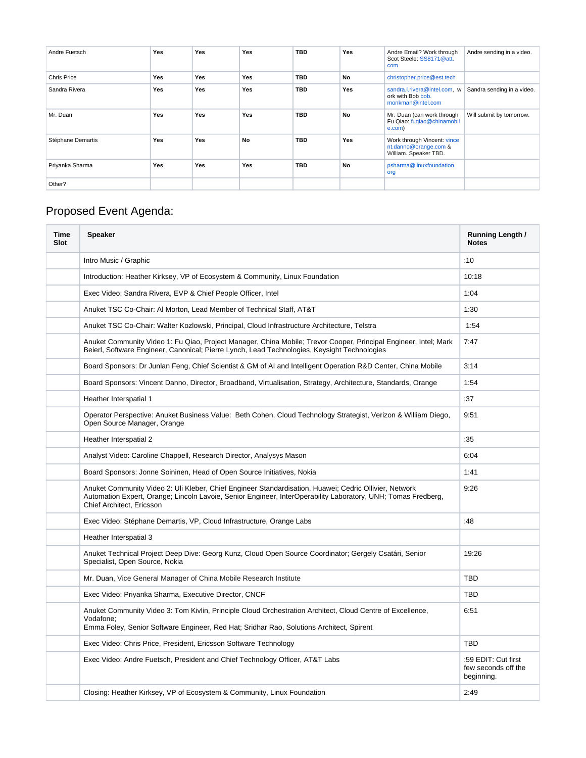| | | | | | | | |
|---|---|---|---|---|---|---|---|
| Andre Fuetsch | **Yes** | **Yes** | **Yes** | **TBD** | **Yes** | Andre Email? Work through Scot Steele: SS8171@att.com | Andre sending in a video. |
| Chris Price | **Yes** | **Yes** | **Yes** | **TBD** | **No** | christopher.price@est.tech | |
| Sandra Rivera | **Yes** | **Yes** | **Yes** | **TBD** | **Yes** | sandra.l.rivera@intel.com, work with Bob bob.monkman@intel.com | Sandra sending in a video. |
| Mr. Duan | **Yes** | **Yes** | **Yes** | **TBD** | **No** | Mr. Duan (can work through Fu Qiao: fuqiao@chinamobile.com) | Will submit by tomorrow. |
| Stéphane Demartis | **Yes** | **Yes** | **No** | **TBD** | **Yes** | Work through Vincent: vincent.danno@orange.com & William. Speaker TBD. | |
| Priyanka Sharma | **Yes** | **Yes** | **Yes** | **TBD** | **No** | psharma@linuxfoundation.org | |
| Other? | | | | | | | |

## Proposed Event Agenda:

| Time Slot | Speaker | Running Length / Notes |
|---|---|---|
| | Intro Music / Graphic | :10 |
| | Introduction: Heather Kirksey, VP of Ecosystem & Community, Linux Foundation | 10:18 |
| | Exec Video: Sandra Rivera, EVP & Chief People Officer, Intel | 1:04 |
| | Anuket TSC Co-Chair: Al Morton, Lead Member of Technical Staff, AT&T | 1:30 |
| | Anuket TSC Co-Chair: Walter Kozlowski, Principal, Cloud Infrastructure Architecture, Telstra | 1:54 |
| | Anuket Community Video 1: Fu Qiao, Project Manager, China Mobile; Trevor Cooper, Principal Engineer, Intel; Mark Beierl, Software Engineer, Canonical; Pierre Lynch, Lead Technologies, Keysight Technologies | 7:47 |
| | Board Sponsors: Dr Junlan Feng, Chief Scientist & GM of AI and Intelligent Operation R&D Center, China Mobile | 3:14 |
| | Board Sponsors: Vincent Danno, Director, Broadband, Virtualisation, Strategy, Architecture, Standards, Orange | 1:54 |
| | Heather Interspatial 1 | :37 |
| | Operator Perspective: Anuket Business Value: Beth Cohen, Cloud Technology Strategist, Verizon & William Diego, Open Source Manager, Orange | 9:51 |
| | Heather Interspatial 2 | :35 |
| | Analyst Video: Caroline Chappell, Research Director, Analysys Mason | 6:04 |
| | Board Sponsors: Jonne Soininen, Head of Open Source Initiatives, Nokia | 1:41 |
| | Anuket Community Video 2: Uli Kleber, Chief Engineer Standardisation, Huawei; Cedric Ollivier, Network Automation Expert, Orange; Lincoln Lavoie, Senior Engineer, InterOperability Laboratory, UNH; Tomas Fredberg, Chief Architect, Ericsson | 9:26 |
| | Exec Video: Stéphane Demartis, VP, Cloud Infrastructure, Orange Labs | :48 |
| | Heather Interspatial 3 | |
| | Anuket Technical Project Deep Dive: Georg Kunz, Cloud Open Source Coordinator; Gergely Csatári, Senior Specialist, Open Source, Nokia | 19:26 |
| | Mr. Duan, Vice General Manager of China Mobile Research Institute | TBD |
| | Exec Video: Priyanka Sharma, Executive Director, CNCF | TBD |
| | Anuket Community Video 3: Tom Kivlin, Principle Cloud Orchestration Architect, Cloud Centre of Excellence, Vodafone;<br>Emma Foley, Senior Software Engineer, Red Hat; Sridhar Rao, Solutions Architect, Spirent | 6:51 |
| | Exec Video: Chris Price, President, Ericsson Software Technology | TBD |
| | Exec Video: Andre Fuetsch, President and Chief Technology Officer, AT&T Labs | :59 EDIT: Cut first few seconds off the beginning. |
| | Closing: Heather Kirksey, VP of Ecosystem & Community, Linux Foundation | 2:49 |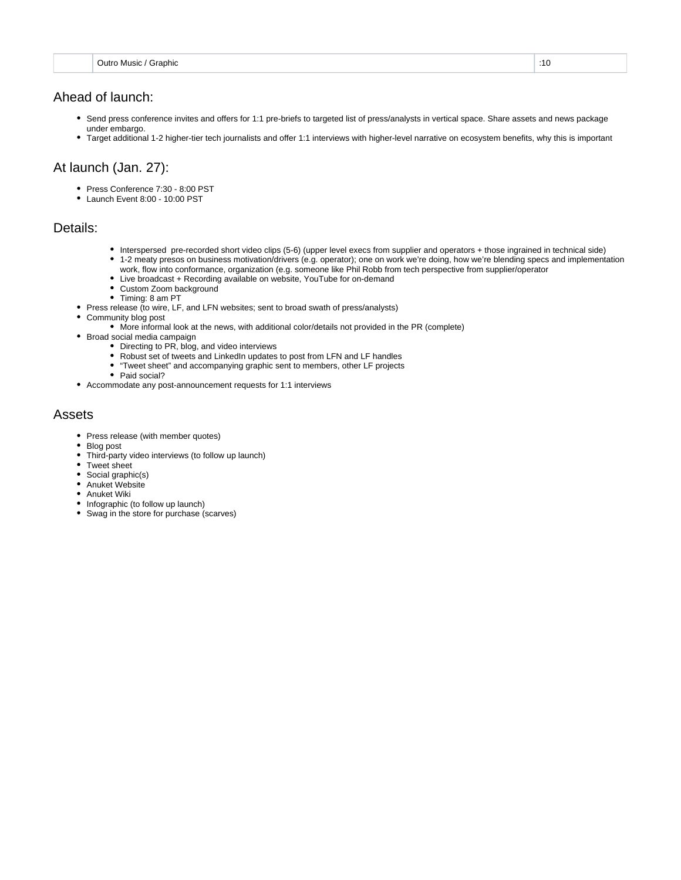| | | |
|---|---|---|
| | Outro Music / Graphic | :10 |

## Ahead of launch:

- Send press conference invites and offers for 1:1 pre-briefs to targeted list of press/analysts in vertical space. Share assets and news package under embargo.
- Target additional 1-2 higher-tier tech journalists and offer 1:1 interviews with higher-level narrative on ecosystem benefits, why this is important

## At launch (Jan. 27):

- Press Conference 7:30 - 8:00 PST
- Launch Event 8:00 - 10:00 PST

## Details:

    - Interspersed pre-recorded short video clips (5-6) (upper level execs from supplier and operators + those ingrained in technical side)
    - 1-2 meaty presos on business motivation/drivers (e.g. operator); one on work we're doing, how we're blending specs and implementation work, flow into conformance, organization (e.g. someone like Phil Robb from tech perspective from supplier/operator
    - Live broadcast + Recording available on website, YouTube for on-demand
    - Custom Zoom background
    - Timing: 8 am PT
- Press release (to wire, LF, and LFN websites; sent to broad swath of press/analysts)
- Community blog post
    - More informal look at the news, with additional color/details not provided in the PR (complete)
- Broad social media campaign
    - Directing to PR, blog, and video interviews
    - Robust set of tweets and LinkedIn updates to post from LFN and LF handles
    - "Tweet sheet" and accompanying graphic sent to members, other LF projects
    - Paid social?
- Accommodate any post-announcement requests for 1:1 interviews

## Assets

- Press release (with member quotes)
- Blog post
- Third-party video interviews (to follow up launch)
- Tweet sheet
- Social graphic(s)
- Anuket Website
- Anuket Wiki
- Infographic (to follow up launch)
- Swag in the store for purchase (scarves)